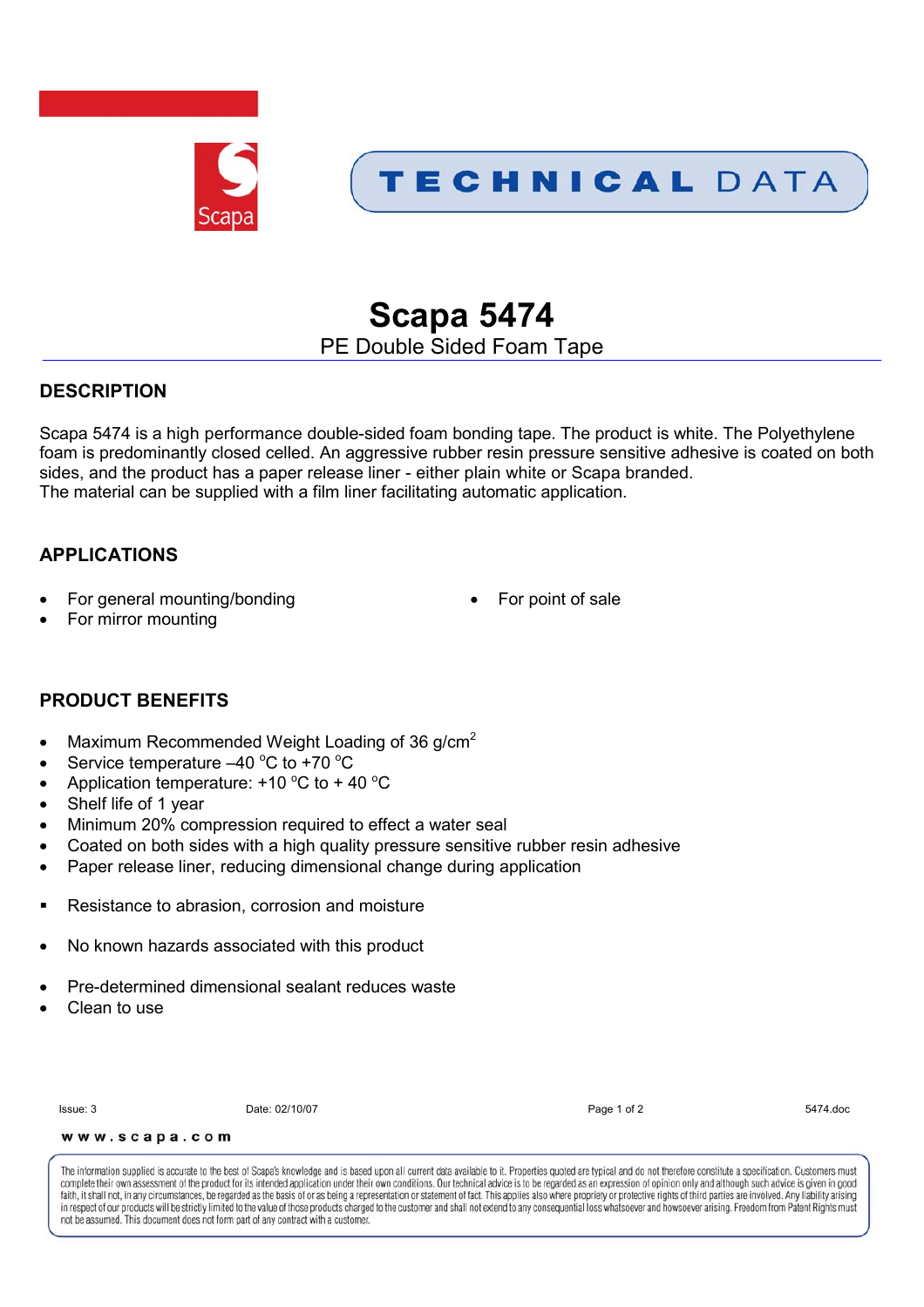TECHNICAL DATA

# Scapa 5474

PE Double Sided Foam Tape

## DESCRIPTION

Scapa 5474 is a high performance double-sided foam bonding tape. The product is white. The Polyethylene foam is predominantly closed celled. An aggressive rubber resin pressure sensitive adhesive is coated on both sides, and the product has a paper release liner - either plain white or Scapa branded.
The material can be supplied with a film liner facilitating automatic application.

## APPLICATIONS

- For general mounting/bonding
- For mirror mounting
- For point of sale

## PRODUCT BENEFITS

- Maximum Recommended Weight Loading of 36 $g/cm^2$
- Service temperature –40 °C to +70 °C
- Application temperature: +10 °C to + 40 °C
- Shelf life of 1 year
- Minimum 20% compression required to effect a water seal
- Coated on both sides with a high quality pressure sensitive rubber resin adhesive
- Paper release liner, reducing dimensional change during application

- Resistance to abrasion, corrosion and moisture

- No known hazards associated with this product

- Pre-determined dimensional sealant reduces waste
- Clean to use

Issue: 3 Date: 02/10/07 5474.doc

www.scapa.com

The information supplied is accurate to the best of Scapa's knowledge and is based upon all current data available to it. Properties quoted are typical and do not therefore constitute a specification. Customers must complete their own assessment of the product for its intended application under their own conditions. Our technical advice is to be regarded as an expression of opinion only and although such advice is given in good faith, it shall not, in any circumstances, be regarded as the basis of or as being a representation or statement of fact. This applies also where propriety or protective rights of third parties are involved. Any liability arising in respect of our products will be strictly limited to the value of those products charged to the customer and shall not extend to any consequential loss whatsoever and howsoever arising. Freedom from Patent Rights must not be assumed. This document does not form part of any contract with a customer.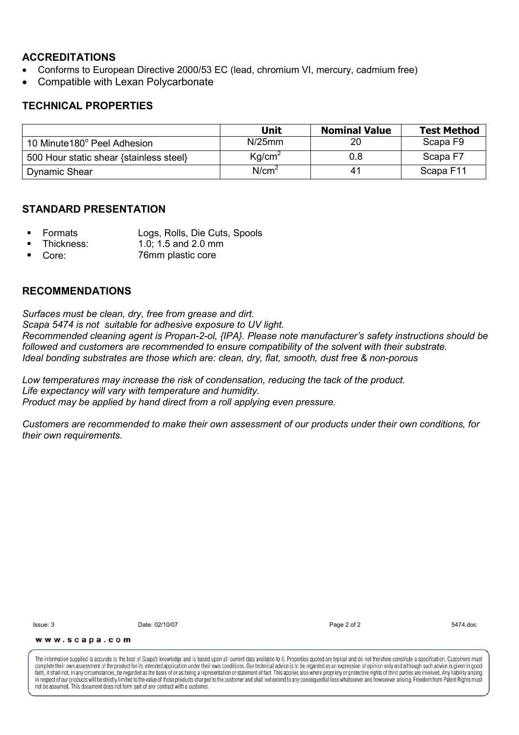## ACCREDITATIONS

- Conforms to European Directive 2000/53 EC (lead, chromium VI, mercury, cadmium free)
- Compatible with Lexan Polycarbonate

## TECHNICAL PROPERTIES

| | Unit | Nominal Value | Test Method |
|---|---|---|---|
| 10 Minute180° Peel Adhesion | N/25mm | 20 | Scapa F9 |
| 500 Hour static shear {stainless steel} | Kg/cm$^2$ | 0.8 | Scapa F7 |
| Dynamic Shear | N/cm$^2$ | 41 | Scapa F11 |

## STANDARD PRESENTATION

- Formats Logs, Rolls, Die Cuts, Spools
- Thickness: 1.0; 1.5 and 2.0 mm
- Core: 76mm plastic core

## RECOMMENDATIONS

*Surfaces must be clean, dry, free from grease and dirt.*
*Scapa 5474 is not suitable for adhesive exposure to UV light.*
*Recommended cleaning agent is Propan-2-ol, {IPA}. Please note manufacturer's safety instructions should be followed and customers are recommended to ensure compatibility of the solvent with their substrate.*
*Ideal bonding substrates are those which are: clean, dry, flat, smooth, dust free & non-porous*

*Low temperatures may increase the risk of condensation, reducing the tack of the product.*
*Life expectancy will vary with temperature and humidity.*
*Product may be applied by hand direct from a roll applying even pressure.*

*Customers are recommended to make their own assessment of our products under their own conditions, for their own requirements.*

Issue: 3 Date: 02/10/07 5474.doc

www.scapa.com

The information supplied is accurate to the best of Scapa's knowledge and is based upon all current data available to it. Properties quoted are typical and do not therefore constitute a specification. Customers must complete their own assessment of the product for its intended application under their own conditions. Our technical advice is to be regarded as an expression of opinion only and although such advice is given in good faith, it shall not, in any circumstances, be regarded as the basis of or as being a representation or statement of fact. This applies also where propriety or protective rights of third parties are involved. Any liability arising in respect of our products will be strictly limited to the value of those products charged to the customer and shall not extend to any consequential loss whatsoever and howsoever arising. Freedom from Patent Rights must not be assumed. This document does not form part of any contract with a customer.